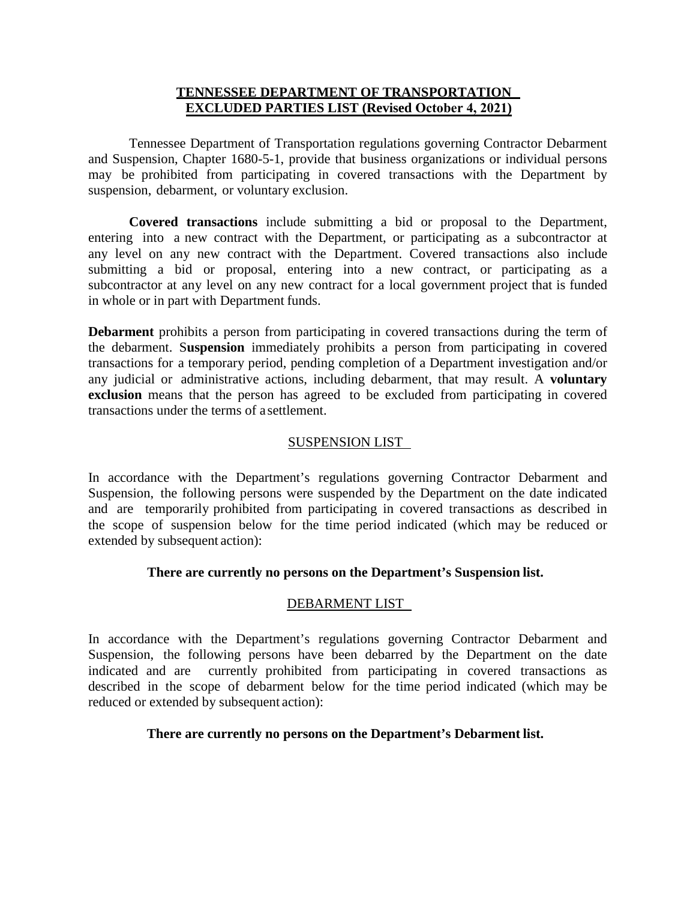# TENNESSEE DEPARTMENT OF TRANSPORTATION EXCLUDED PARTIES LIST (Revised October 4, 2021)

Tennessee Department of Transportation regulations governing Contractor Debarment and Suspension, Chapter 1680-5-1, provide that business organizations or individual persons may be prohibited from participating in covered transactions with the Department by suspension, debarment, or voluntary exclusion.

**Covered transactions** include submitting a bid or proposal to the Department, entering into a new contract with the Department, or participating as a subcontractor at any level on any new contract with the Department. Covered transactions also include submitting a bid or proposal, entering into a new contract, or participating as a subcontractor at any level on any new contract for a local government project that is funded in whole or in part with Department funds.

**Debarment** prohibits a person from participating in covered transactions during the term of the debarment. S**uspension** immediately prohibits a person from participating in covered transactions for a temporary period, pending completion of a Department investigation and/or any judicial or administrative actions, including debarment, that may result. A **voluntary exclusion** means that the person has agreed to be excluded from participating in covered transactions under the terms of a settlement.

## SUSPENSION LIST

In accordance with the Department's regulations governing Contractor Debarment and Suspension, the following persons were suspended by the Department on the date indicated and are temporarily prohibited from participating in covered transactions as described in the scope of suspension below for the time period indicated (which may be reduced or extended by subsequent action):

**There are currently no persons on the Department's Suspension list.**

## DEBARMENT LIST

In accordance with the Department's regulations governing Contractor Debarment and Suspension, the following persons have been debarred by the Department on the date indicated and are currently prohibited from participating in covered transactions as described in the scope of debarment below for the time period indicated (which may be reduced or extended by subsequent action):

**There are currently no persons on the Department's Debarment list.**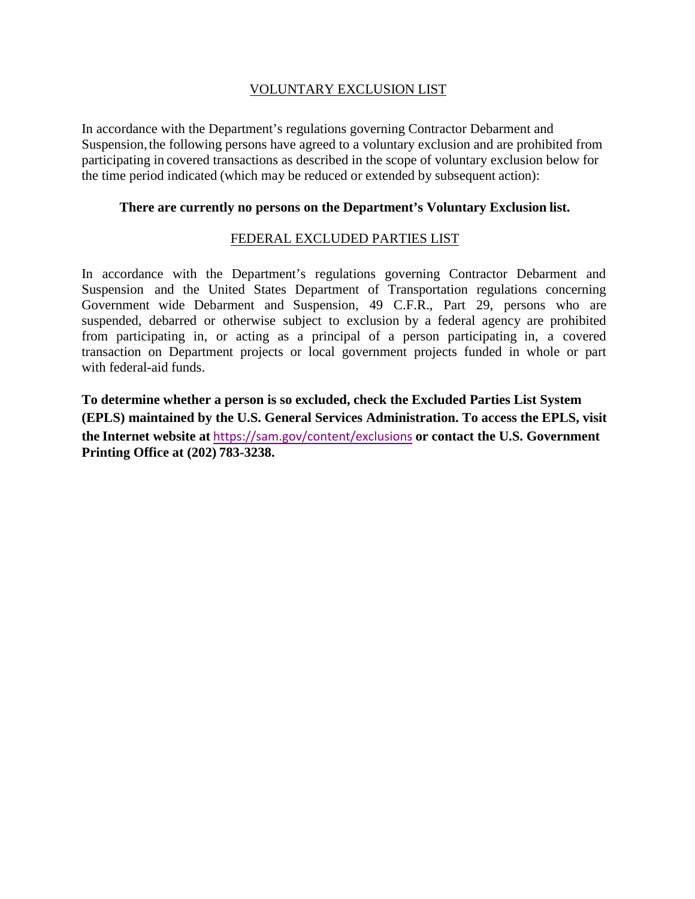## VOLUNTARY EXCLUSION LIST

In accordance with the Department's regulations governing Contractor Debarment and Suspension, the following persons have agreed to a voluntary exclusion and are prohibited from participating in covered transactions as described in the scope of voluntary exclusion below for the time period indicated (which may be reduced or extended by subsequent action):

**There are currently no persons on the Department's Voluntary Exclusion list.**

## FEDERAL EXCLUDED PARTIES LIST

In accordance with the Department's regulations governing Contractor Debarment and Suspension and the United States Department of Transportation regulations concerning Government wide Debarment and Suspension, 49 C.F.R., Part 29, persons who are suspended, debarred or otherwise subject to exclusion by a federal agency are prohibited from participating in, or acting as a principal of a person participating in, a covered transaction on Department projects or local government projects funded in whole or part with federal-aid funds.

**To determine whether a person is so excluded, check the Excluded Parties List System (EPLS) maintained by the U.S. General Services Administration. To access the EPLS, visit the Internet website at** https://sam.gov/content/exclusions **or contact the U.S. Government Printing Office at (202) 783-3238.**